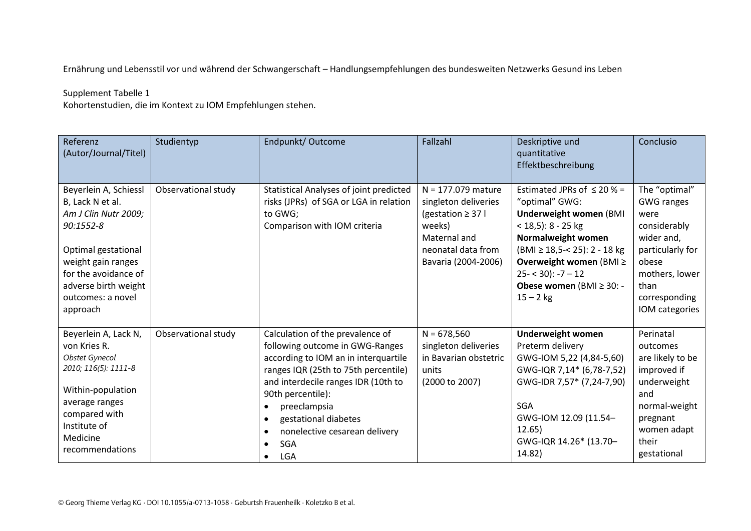Ernährung und Lebensstil vor und während der Schwangerschaft – Handlungsempfehlungen des bundesweiten Netzwerks Gesund ins Leben

Supplement Tabelle 1
Kohortenstudien, die im Kontext zu IOM Empfehlungen stehen.

| Referenz (Autor/Journal/Titel) | Studientyp | Endpunkt/ Outcome | Fallzahl | Deskriptive und quantitative Effektbeschreibung | Conclusio |
|---|---|---|---|---|---|
| Beyerlein A, Schiessl B, Lack N et al. *Am J Clin Nutr 2009; 90:1552-8*<br><br>Optimal gestational weight gain ranges for the avoidance of adverse birth weight outcomes: a novel approach | Observational study | Statistical Analyses of joint predicted risks (JPRs) of SGA or LGA in relation to GWG;<br>Comparison with IOM criteria | N = 177.079 mature singleton deliveries (gestation ≥ 37 l weeks)<br>Maternal and neonatal data from Bavaria (2004-2006) | Estimated JPRs of ≤ 20 % = "optimal" GWG:<br>**Underweight women** (BMI < 18,5): 8 - 25 kg<br>**Normalweight women** (BMI ≥ 18,5-< 25): 2 - 18 kg<br>**Overweight women** (BMI ≥ 25- < 30): -7 – 12<br>**Obese women** (BMI ≥ 30: -15 – 2 kg | The "optimal" GWG ranges were considerably wider and, particularly for obese mothers, lower than corresponding IOM categories |
| Beyerlein A, Lack N, von Kries R. *Obstet Gynecol 2010; 116(5): 1111-8*<br><br>Within-population average ranges compared with Institute of Medicine recommendations | Observational study | Calculation of the prevalence of following outcome in GWG-Ranges according to IOM an in interquartile ranges IQR (25th to 75th percentile) and interdecile ranges IDR (10th to 90th percentile):<br>• preeclampsia<br>• gestational diabetes<br>• nonelective cesarean delivery<br>• SGA<br>• LGA | N = 678,560 singleton deliveries in Bavarian obstetric units (2000 to 2007) | **Underweight women**<br>Preterm delivery<br>GWG-IOM 5,22 (4,84-5,60)<br>GWG-IQR 7,14* (6,78-7,52)<br>GWG-IDR 7,57* (7,24-7,90)<br><br>SGA<br>GWG-IOM 12.09 (11.54–12.65)<br>GWG-IQR 14.26* (13.70–14.82) | Perinatal outcomes are likely to be improved if underweight and normal-weight pregnant women adapt their gestational |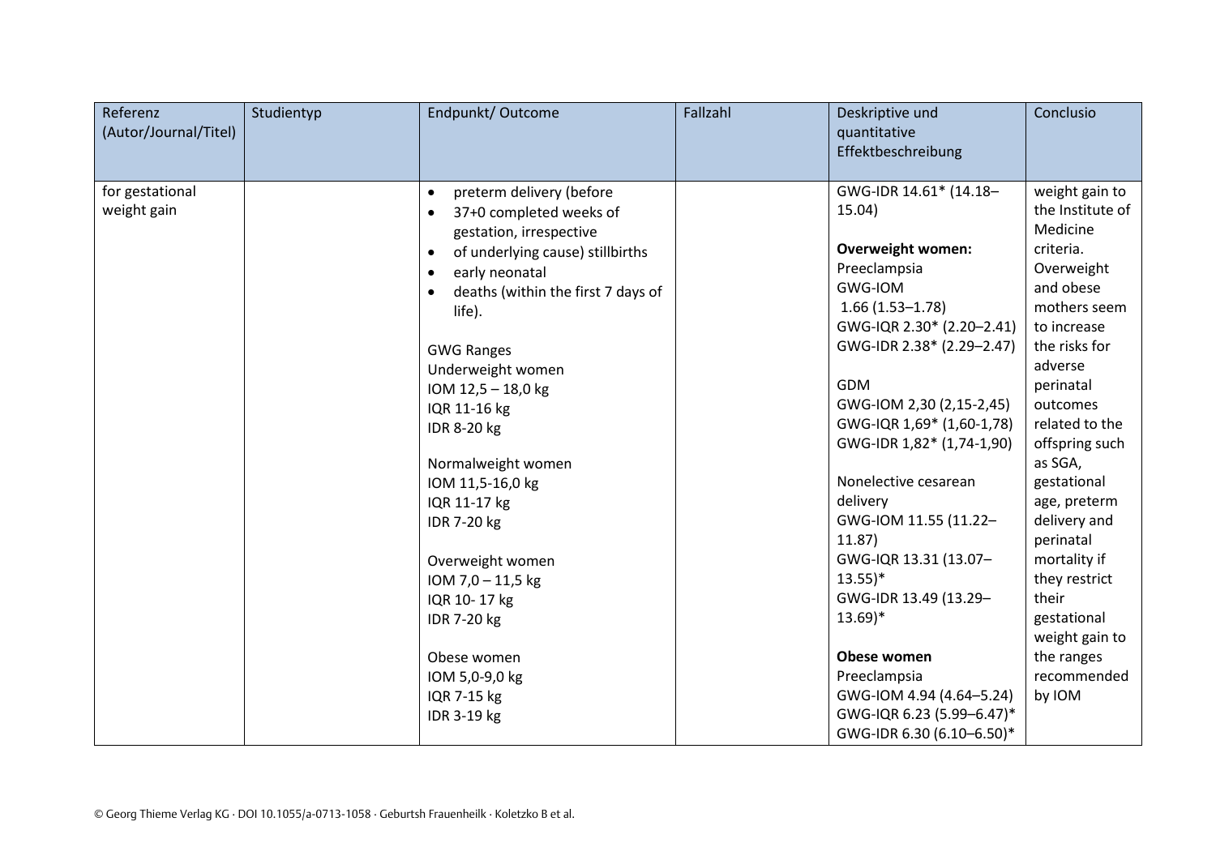| Referenz (Autor/Journal/Titel) | Studientyp | Endpunkt/ Outcome | Fallzahl | Deskriptive und quantitative Effektbeschreibung | Conclusio |
|---|---|---|---|---|---|
| for gestational weight gain | | • preterm delivery (before<br>• 37+0 completed weeks of gestation, irrespective<br>• of underlying cause) stillbirths<br>• early neonatal<br>• deaths (within the first 7 days of life).<br><br>GWG Ranges<br>Underweight women<br>IOM 12,5 – 18,0 kg<br>IQR 11-16 kg<br>IDR 8-20 kg<br><br>Normalweight women<br>IOM 11,5-16,0 kg<br>IQR 11-17 kg<br>IDR 7-20 kg<br><br>Overweight women<br>IOM 7,0 – 11,5 kg<br>IQR 10- 17 kg<br>IDR 7-20 kg<br><br>Obese women<br>IOM 5,0-9,0 kg<br>IQR 7-15 kg<br>IDR 3-19 kg | | GWG-IDR 14.61* (14.18–15.04)<br><br>**Overweight women:**<br>Preeclampsia<br>GWG-IOM<br>1.66 (1.53–1.78)<br>GWG-IQR 2.30* (2.20–2.41)<br>GWG-IDR 2.38* (2.29–2.47)<br><br>GDM<br>GWG-IOM 2,30 (2,15-2,45)<br>GWG-IQR 1,69* (1,60-1,78)<br>GWG-IDR 1,82* (1,74-1,90)<br><br>Nonelective cesarean delivery<br>GWG-IOM 11.55 (11.22–11.87)<br>GWG-IQR 13.31 (13.07–13.55)*<br>GWG-IDR 13.49 (13.29–13.69)*<br><br>**Obese women**<br>Preeclampsia<br>GWG-IOM 4.94 (4.64–5.24)<br>GWG-IQR 6.23 (5.99–6.47)*<br>GWG-IDR 6.30 (6.10–6.50)* | weight gain to the Institute of Medicine criteria. Overweight and obese mothers seem to increase the risks for adverse perinatal outcomes related to the offspring such as SGA, gestational age, preterm delivery and perinatal mortality if they restrict their gestational weight gain to the ranges recommended by IOM |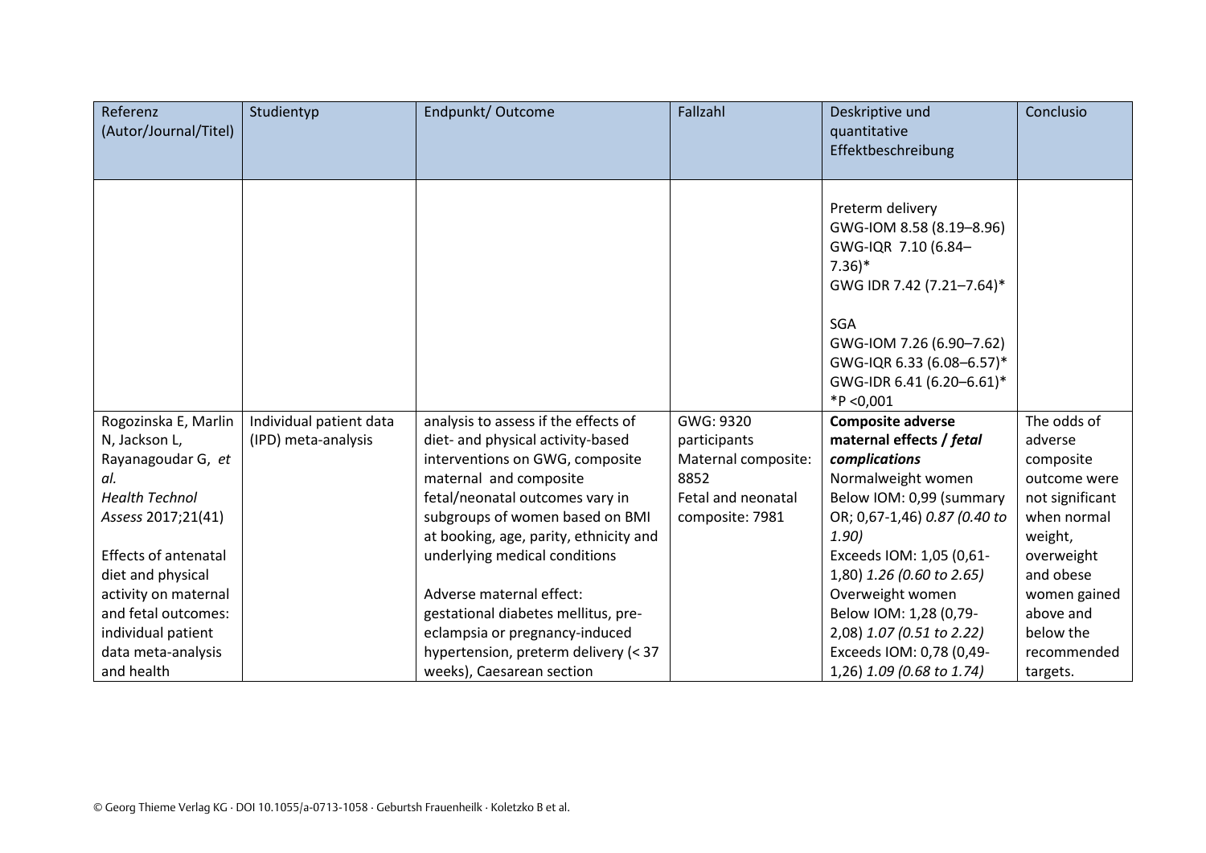| Referenz (Autor/Journal/Titel) | Studientyp | Endpunkt/ Outcome | Fallzahl | Deskriptive und quantitative Effektbeschreibung | Conclusio |
|---|---|---|---|---|---|
| | | | | Preterm delivery<br>GWG-IOM 8.58 (8.19–8.96)<br>GWG-IQR 7.10 (6.84–7.36)*<br>GWG IDR 7.42 (7.21–7.64)*<br><br>SGA<br>GWG-IOM 7.26 (6.90–7.62)<br>GWG-IQR 6.33 (6.08–6.57)*<br>GWG-IDR 6.41 (6.20–6.61)*<br>*P <0,001 | |
| Rogozinska E, Marlin N, Jackson L, Rayanagoudar G, *et al.*<br>*Health Technol Assess* 2017;21(41)<br><br>Effects of antenatal diet and physical activity on maternal and fetal outcomes: individual patient data meta-analysis and health | Individual patient data (IPD) meta-analysis | analysis to assess if the effects of diet- and physical activity-based interventions on GWG, composite maternal and composite fetal/neonatal outcomes vary in subgroups of women based on BMI at booking, age, parity, ethnicity and underlying medical conditions<br><br>Adverse maternal effect: gestational diabetes mellitus, pre-eclampsia or pregnancy-induced hypertension, preterm delivery (< 37 weeks), Caesarean section | GWG: 9320 participants<br>Maternal composite: 8852<br>Fetal and neonatal composite: 7981 | **Composite adverse maternal effects / *fetal complications***<br>Normalweight women<br>Below IOM: 0,99 (summary OR; 0,67-1,46) *0.87 (0.40 to 1.90)*<br>Exceeds IOM: 1,05 (0,61-1,80) *1.26 (0.60 to 2.65)*<br>Overweight women<br>Below IOM: 1,28 (0,79-2,08) *1.07 (0.51 to 2.22)*<br>Exceeds IOM: 0,78 (0,49-1,26) *1.09 (0.68 to 1.74)* | The odds of adverse composite outcome were not significant when normal weight, overweight and obese women gained above and below the recommended targets. |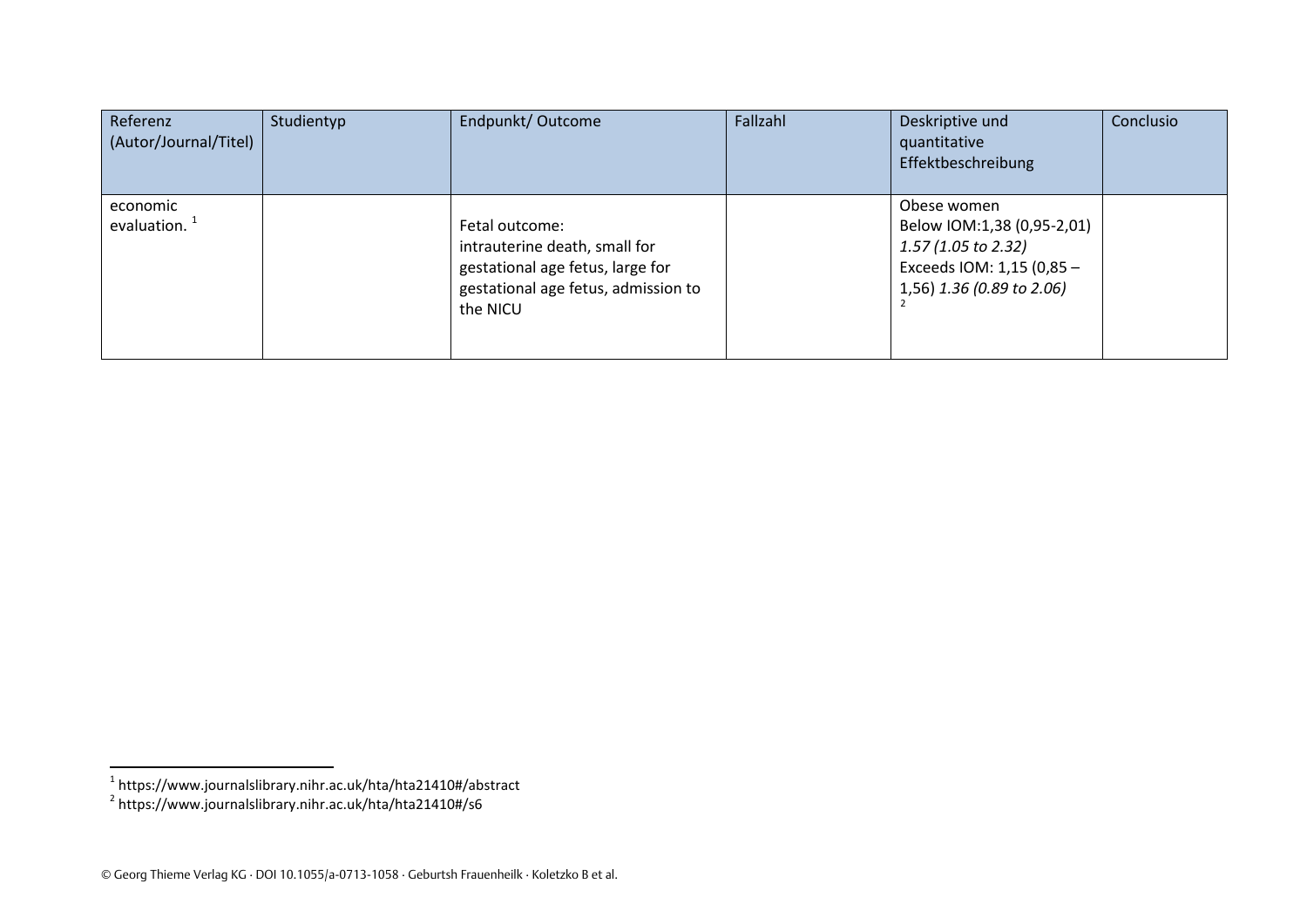| Referenz (Autor/Journal/Titel) | Studientyp | Endpunkt/ Outcome | Fallzahl | Deskriptive und quantitative Effektbeschreibung | Conclusio |
|---|---|---|---|---|---|
| economic evaluation. [1] | | Fetal outcome: intrauterine death, small for gestational age fetus, large for gestational age fetus, admission to the NICU | | Obese women Below IOM:1,38 (0,95-2,01) *1.57 (1.05 to 2.32)* Exceeds IOM: 1,15 (0,85 – 1,56) *1.36 (0.89 to 2.06)* [2] | |

[1] https://www.journalslibrary.nihr.ac.uk/hta/hta21410#/abstract

[2] https://www.journalslibrary.nihr.ac.uk/hta/hta21410#/s6

© Georg Thieme Verlag KG · DOI 10.1055/a-0713-1058 · Geburtsh Frauenheilk · Koletzko B et al.